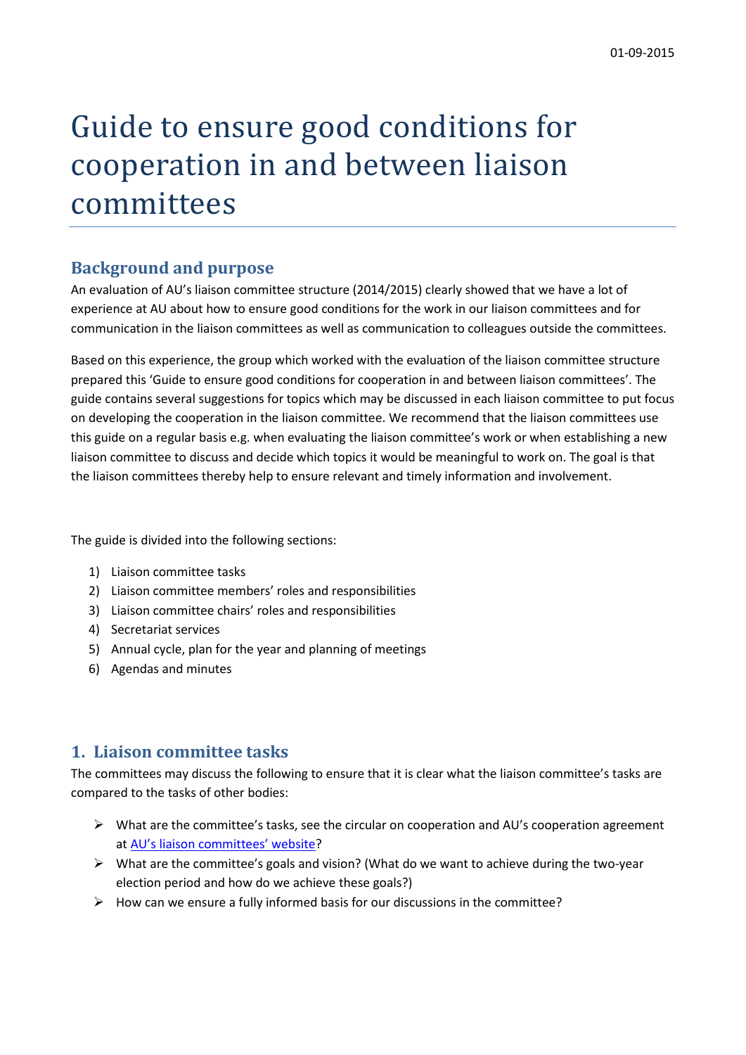01-09-2015

# Guide to ensure good conditions for cooperation in and between liaison committees

## Background and purpose

An evaluation of AU's liaison committee structure (2014/2015) clearly showed that we have a lot of experience at AU about how to ensure good conditions for the work in our liaison committees and for communication in the liaison committees as well as communication to colleagues outside the committees.

Based on this experience, the group which worked with the evaluation of the liaison committee structure prepared this 'Guide to ensure good conditions for cooperation in and between liaison committees'. The guide contains several suggestions for topics which may be discussed in each liaison committee to put focus on developing the cooperation in the liaison committee. We recommend that the liaison committees use this guide on a regular basis e.g. when evaluating the liaison committee's work or when establishing a new liaison committee to discuss and decide which topics it would be meaningful to work on. The goal is that the liaison committees thereby help to ensure relevant and timely information and involvement.

The guide is divided into the following sections:

1) Liaison committee tasks
2) Liaison committee members' roles and responsibilities
3) Liaison committee chairs' roles and responsibilities
4) Secretariat services
5) Annual cycle, plan for the year and planning of meetings
6) Agendas and minutes

## 1. Liaison committee tasks

The committees may discuss the following to ensure that it is clear what the liaison committee's tasks are compared to the tasks of other bodies:

- What are the committee's tasks, see the circular on cooperation and AU's cooperation agreement at AU's liaison committees' website?
- What are the committee's goals and vision? (What do we want to achieve during the two-year election period and how do we achieve these goals?)
- How can we ensure a fully informed basis for our discussions in the committee?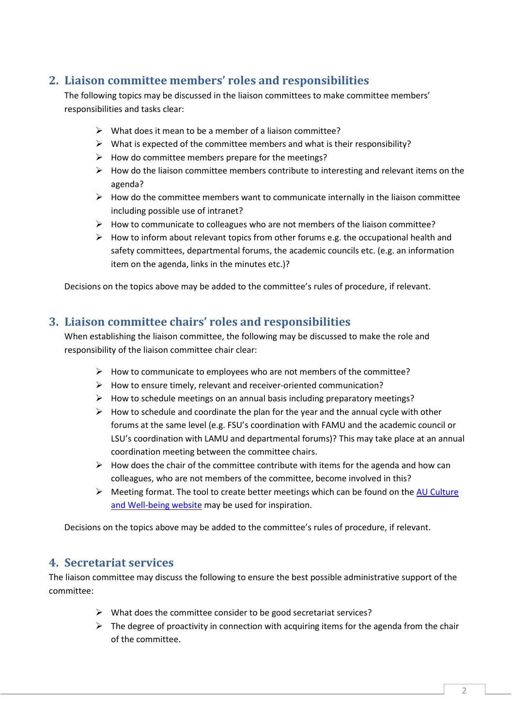## 2. Liaison committee members' roles and responsibilities

The following topics may be discussed in the liaison committees to make committee members' responsibilities and tasks clear:

- What does it mean to be a member of a liaison committee?
- What is expected of the committee members and what is their responsibility?
- How do committee members prepare for the meetings?
- How do the liaison committee members contribute to interesting and relevant items on the agenda?
- How do the committee members want to communicate internally in the liaison committee including possible use of intranet?
- How to communicate to colleagues who are not members of the liaison committee?
- How to inform about relevant topics from other forums e.g. the occupational health and safety committees, departmental forums, the academic councils etc. (e.g. an information item on the agenda, links in the minutes etc.)?

Decisions on the topics above may be added to the committee's rules of procedure, if relevant.

## 3. Liaison committee chairs' roles and responsibilities

When establishing the liaison committee, the following may be discussed to make the role and responsibility of the liaison committee chair clear:

- How to communicate to employees who are not members of the committee?
- How to ensure timely, relevant and receiver-oriented communication?
- How to schedule meetings on an annual basis including preparatory meetings?
- How to schedule and coordinate the plan for the year and the annual cycle with other forums at the same level (e.g. FSU's coordination with FAMU and the academic council or LSU's coordination with LAMU and departmental forums)? This may take place at an annual coordination meeting between the committee chairs.
- How does the chair of the committee contribute with items for the agenda and how can colleagues, who are not members of the committee, become involved in this?
- Meeting format. The tool to create better meetings which can be found on the AU Culture and Well-being website may be used for inspiration.

Decisions on the topics above may be added to the committee's rules of procedure, if relevant.

## 4. Secretariat services

The liaison committee may discuss the following to ensure the best possible administrative support of the committee:

- What does the committee consider to be good secretariat services?
- The degree of proactivity in connection with acquiring items for the agenda from the chair of the committee.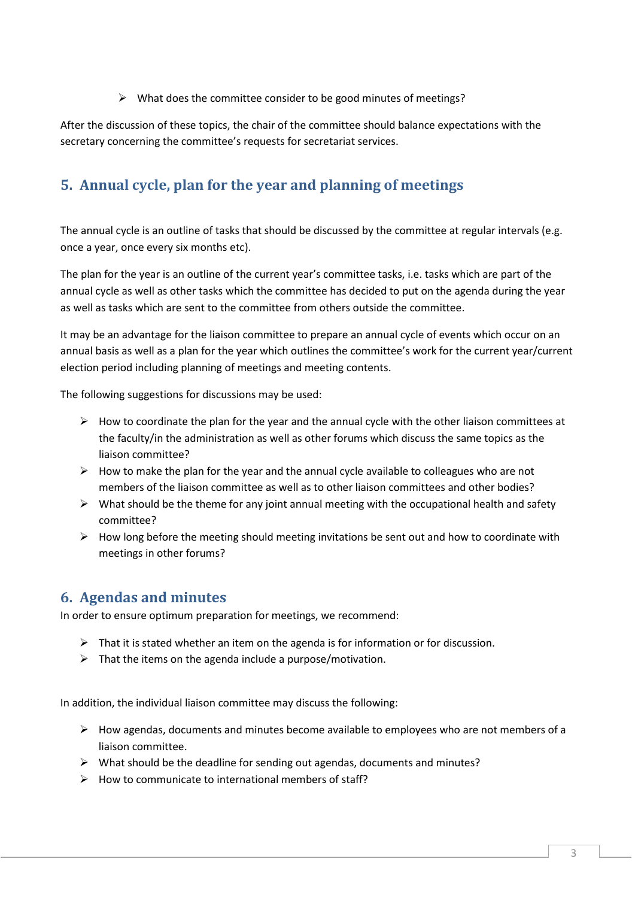- What does the committee consider to be good minutes of meetings?

After the discussion of these topics, the chair of the committee should balance expectations with the secretary concerning the committee's requests for secretariat services.

## 5. Annual cycle, plan for the year and planning of meetings

The annual cycle is an outline of tasks that should be discussed by the committee at regular intervals (e.g. once a year, once every six months etc).

The plan for the year is an outline of the current year's committee tasks, i.e. tasks which are part of the annual cycle as well as other tasks which the committee has decided to put on the agenda during the year as well as tasks which are sent to the committee from others outside the committee.

It may be an advantage for the liaison committee to prepare an annual cycle of events which occur on an annual basis as well as a plan for the year which outlines the committee's work for the current year/current election period including planning of meetings and meeting contents.

The following suggestions for discussions may be used:

- How to coordinate the plan for the year and the annual cycle with the other liaison committees at the faculty/in the administration as well as other forums which discuss the same topics as the liaison committee?
- How to make the plan for the year and the annual cycle available to colleagues who are not members of the liaison committee as well as to other liaison committees and other bodies?
- What should be the theme for any joint annual meeting with the occupational health and safety committee?
- How long before the meeting should meeting invitations be sent out and how to coordinate with meetings in other forums?

## 6. Agendas and minutes

In order to ensure optimum preparation for meetings, we recommend:

- That it is stated whether an item on the agenda is for information or for discussion.
- That the items on the agenda include a purpose/motivation.

In addition, the individual liaison committee may discuss the following:

- How agendas, documents and minutes become available to employees who are not members of a liaison committee.
- What should be the deadline for sending out agendas, documents and minutes?
- How to communicate to international members of staff?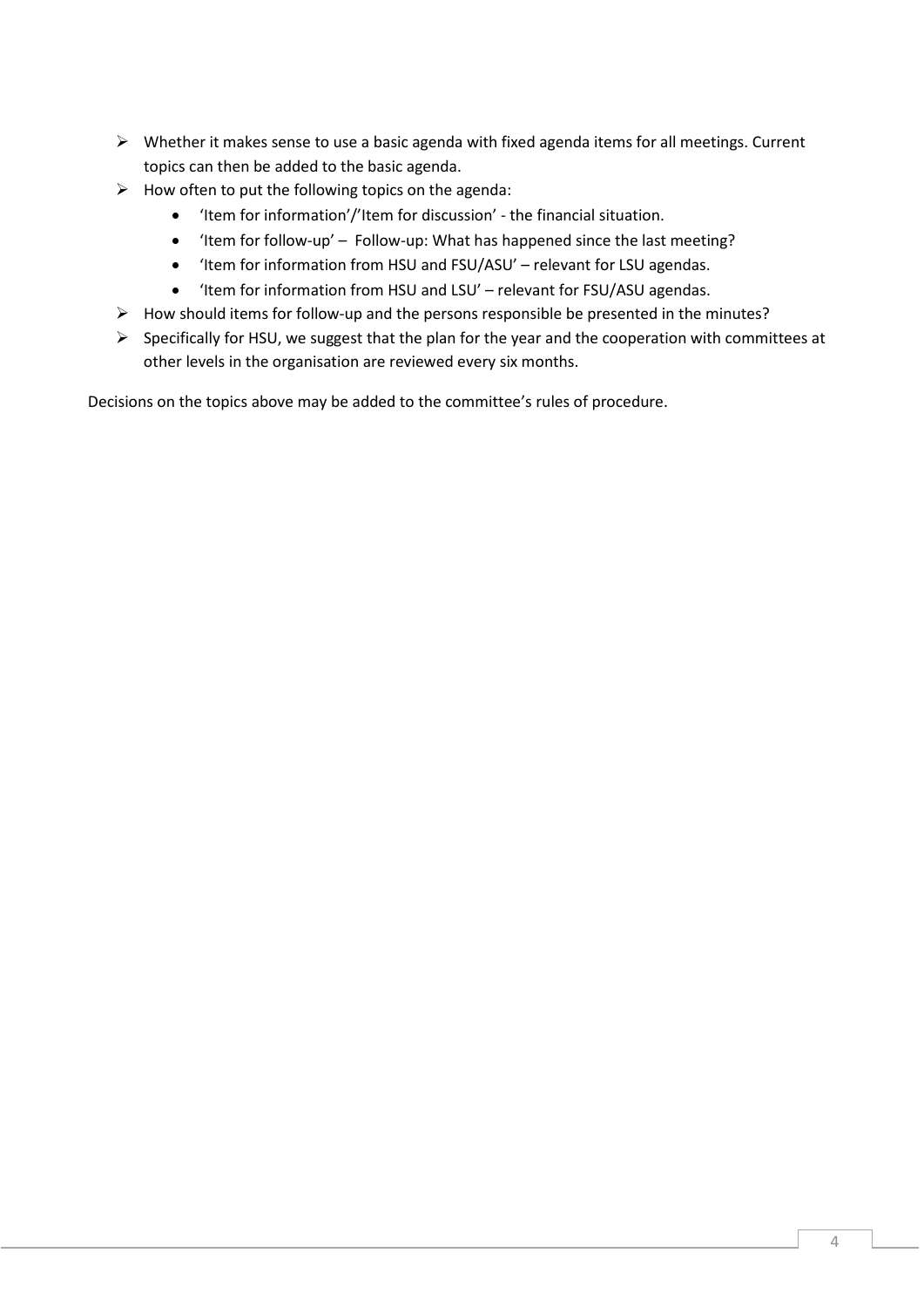- Whether it makes sense to use a basic agenda with fixed agenda items for all meetings. Current topics can then be added to the basic agenda.
- How often to put the following topics on the agenda:
  - 'Item for information'/'Item for discussion' - the financial situation.
  - 'Item for follow-up' – Follow-up: What has happened since the last meeting?
  - 'Item for information from HSU and FSU/ASU' – relevant for LSU agendas.
  - 'Item for information from HSU and LSU' – relevant for FSU/ASU agendas.
- How should items for follow-up and the persons responsible be presented in the minutes?
- Specifically for HSU, we suggest that the plan for the year and the cooperation with committees at other levels in the organisation are reviewed every six months.

Decisions on the topics above may be added to the committee's rules of procedure.